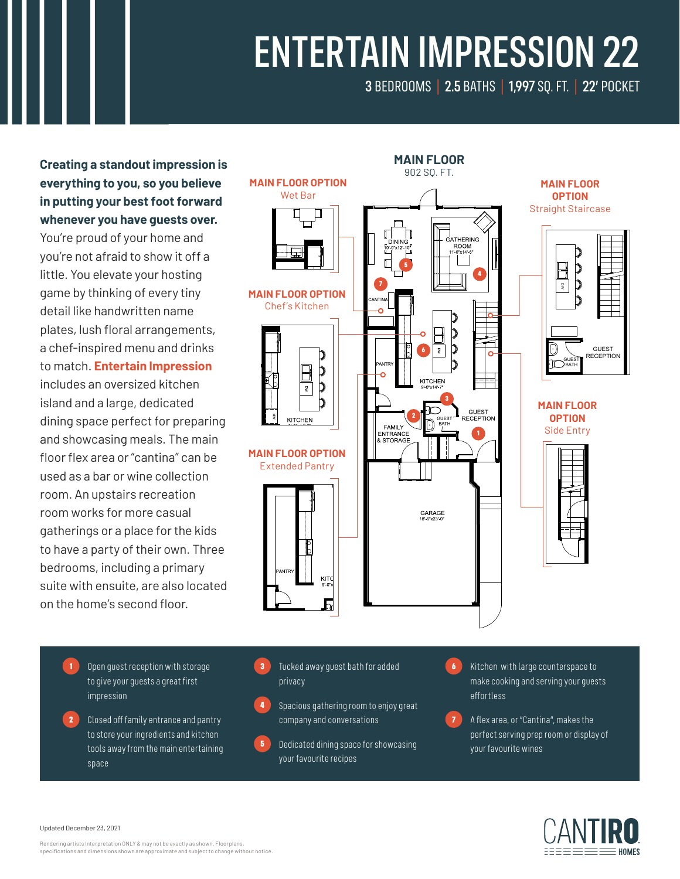# ENTERTAIN IMPRESSION 22

3 BEDROOMS | 2.5 BATHS | 1,997 SQ. FT. | 22' POCKET

**Creating a standout impression is everything to you, so you believe in putting your best foot forward whenever you have guests over.** You're proud of your home and you're not afraid to show it off a little. You elevate your hosting game by thinking of every tiny detail like handwritten name plates, lush floral arrangements, a chef-inspired menu and drinks to match. **Entertain Impression** includes an oversized kitchen island and a large, dedicated dining space perfect for preparing and showcasing meals. The main floor flex area or "cantina" can be used as a bar or wine collection room. An upstairs recreation room works for more casual gatherings or a place for the kids to have a party of their own. Three bedrooms, including a primary suite with ensuite, are also located on the home's second floor.

## MAIN FLOOR
902 SQ. FT.

DINING 10'-0"x12'-10"
GATHERING ROOM 11'-0"x14'-6"
CANTINA
PANTRY
KITCHEN 9'-0"x14'-7"
FAMILY ENTRANCE & STORAGE
GUEST BATH
GUEST RECEPTION
GARAGE 18'-6"x23'-0"

**MAIN FLOOR OPTION**
Wet Bar

**MAIN FLOOR OPTION**
Chef's Kitchen

KITCHEN

**MAIN FLOOR OPTION**
Extended Pantry

PANTRY
KITCHEN 9'-0"x

**MAIN FLOOR OPTION**
Straight Staircase

GUEST RECEPTION
GUEST BATH

**MAIN FLOOR OPTION**
Side Entry

1. Open guest reception with storage to give your guests a great first impression
2. Closed off family entrance and pantry to store your ingredients and kitchen tools away from the main entertaining space
3. Tucked away guest bath for added privacy
4. Spacious gathering room to enjoy great company and conversations
5. Dedicated dining space for showcasing your favourite recipes
6. Kitchen with large counterspace to make cooking and serving your guests effortless
7. A flex area, or "Cantina", makes the perfect serving prep room or display of your favourite wines

Updated December 23, 2021

Rendering artists Interpretation ONLY & may not be exactly as shown. Floorplans, specifications and dimensions shown are approximate and subject to change without notice.

CANTIRO HOMES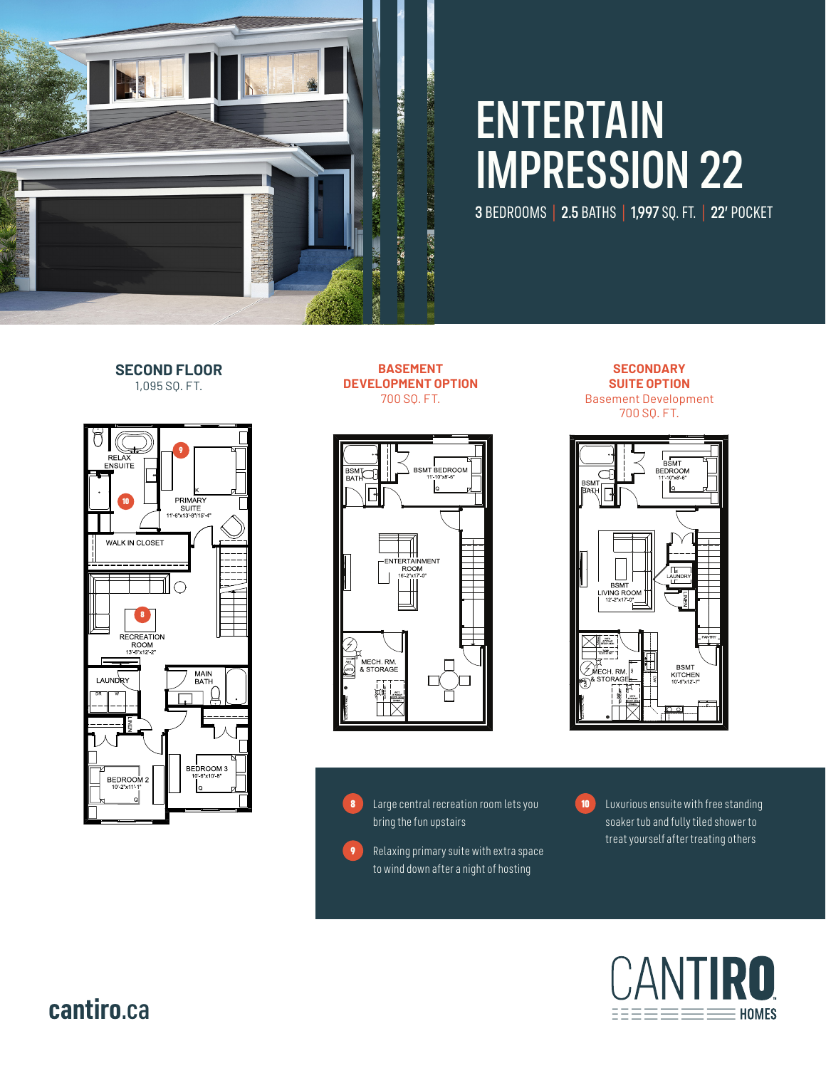# ENTERTAIN IMPRESSION 22

**3** BEDROOMS | **2.5** BATHS | **1,997** SQ. FT. | **22'** POCKET

## SECOND FLOOR

1,095 SQ. FT.

RELAX ENSUITE

PRIMARY SUITE
11'-6"x13'-8"/15'-4"

WALK IN CLOSET

RECREATION ROOM
13'-6"x12'-2"

LAUNDRY

MAIN BATH

BEDROOM 2
10'-2"x11'-1"

BEDROOM 3
10'-6"x10'-8"

## BASEMENT DEVELOPMENT OPTION

700 SQ. FT.

BSMT BATH

BSMT BEDROOM
11'-10"x8'-6"

ENTERTAINMENT ROOM
16'-2"x17'-0"

MECH. RM. & STORAGE

## SECONDARY SUITE OPTION

Basement Development
700 SQ. FT.

BSMT BATH

BSMT BEDROOM
11'-10"x8'-6"

BSMT LIVING ROOM
12'-2"x17'-0"

LAUNDRY

LINEN

PANTRY

MECH. RM. & STORAGE

BSMT KITCHEN
10'-8"x12'-7"

---

**8** Large central recreation room lets you bring the fun upstairs

**9** Relaxing primary suite with extra space to wind down after a night of hosting

**10** Luxurious ensuite with free standing soaker tub and fully tiled shower to treat yourself after treating others

**cantiro.ca**

CANTIRO HOMES